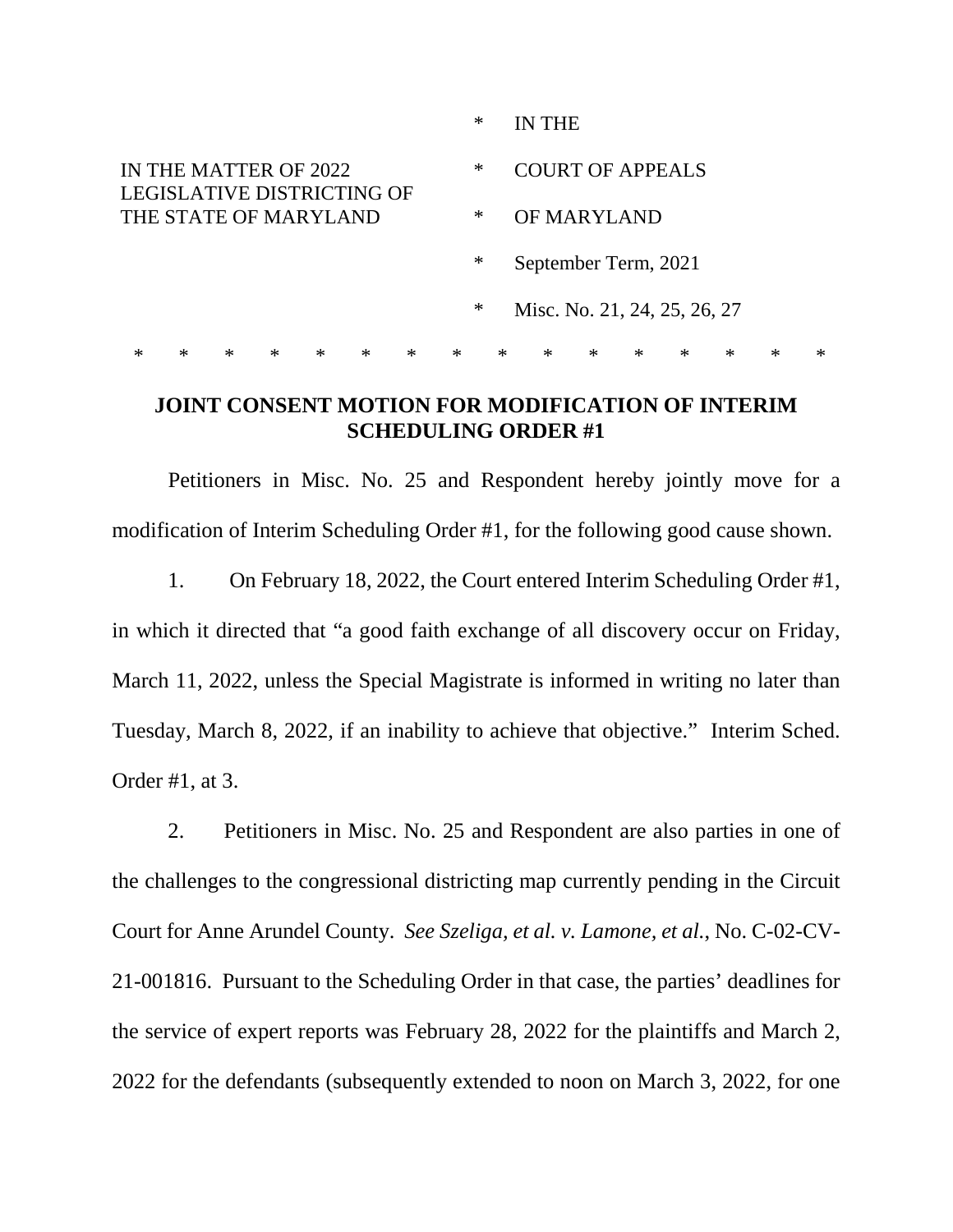| | | |
|---|---|---|
| | * | IN THE |
| IN THE MATTER OF 2022 LEGISLATIVE DISTRICTING OF THE STATE OF MARYLAND | * | COURT OF APPEALS |
| | * | OF MARYLAND |
| | * | September Term, 2021 |
| | * | Misc. No. 21, 24, 25, 26, 27 |

\* \* \* \* \* \* \* \* \* \* \* \* \* \* \* \*

**JOINT CONSENT MOTION FOR MODIFICATION OF INTERIM SCHEDULING ORDER #1**

Petitioners in Misc. No. 25 and Respondent hereby jointly move for a modification of Interim Scheduling Order #1, for the following good cause shown.

1. On February 18, 2022, the Court entered Interim Scheduling Order #1, in which it directed that "a good faith exchange of all discovery occur on Friday, March 11, 2022, unless the Special Magistrate is informed in writing no later than Tuesday, March 8, 2022, if an inability to achieve that objective." Interim Sched. Order #1, at 3.

2. Petitioners in Misc. No. 25 and Respondent are also parties in one of the challenges to the congressional districting map currently pending in the Circuit Court for Anne Arundel County. *See Szeliga, et al. v. Lamone, et al.*, No. C-02-CV-21-001816. Pursuant to the Scheduling Order in that case, the parties' deadlines for the service of expert reports was February 28, 2022 for the plaintiffs and March 2, 2022 for the defendants (subsequently extended to noon on March 3, 2022, for one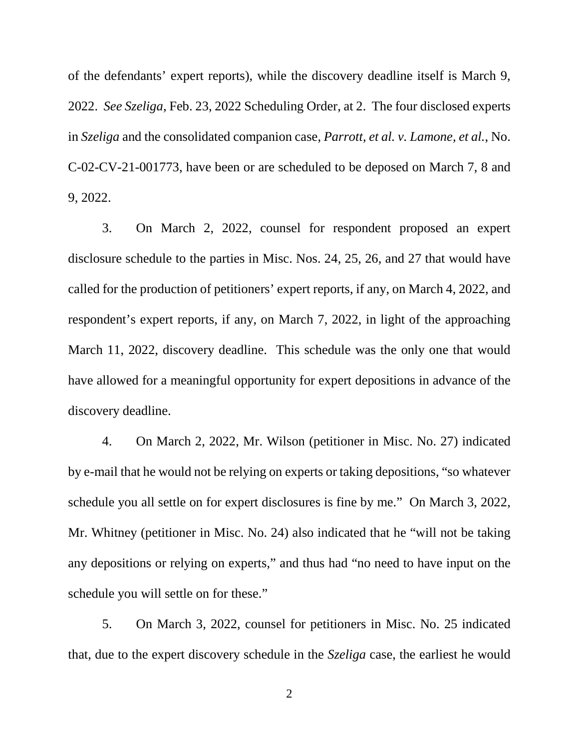of the defendants' expert reports), while the discovery deadline itself is March 9, 2022. *See Szeliga*, Feb. 23, 2022 Scheduling Order, at 2. The four disclosed experts in *Szeliga* and the consolidated companion case, *Parrott, et al. v. Lamone, et al.*, No. C-02-CV-21-001773, have been or are scheduled to be deposed on March 7, 8 and 9, 2022.

3. On March 2, 2022, counsel for respondent proposed an expert disclosure schedule to the parties in Misc. Nos. 24, 25, 26, and 27 that would have called for the production of petitioners' expert reports, if any, on March 4, 2022, and respondent's expert reports, if any, on March 7, 2022, in light of the approaching March 11, 2022, discovery deadline. This schedule was the only one that would have allowed for a meaningful opportunity for expert depositions in advance of the discovery deadline.

4. On March 2, 2022, Mr. Wilson (petitioner in Misc. No. 27) indicated by e-mail that he would not be relying on experts or taking depositions, "so whatever schedule you all settle on for expert disclosures is fine by me." On March 3, 2022, Mr. Whitney (petitioner in Misc. No. 24) also indicated that he "will not be taking any depositions or relying on experts," and thus had "no need to have input on the schedule you will settle on for these."

5. On March 3, 2022, counsel for petitioners in Misc. No. 25 indicated that, due to the expert discovery schedule in the *Szeliga* case, the earliest he would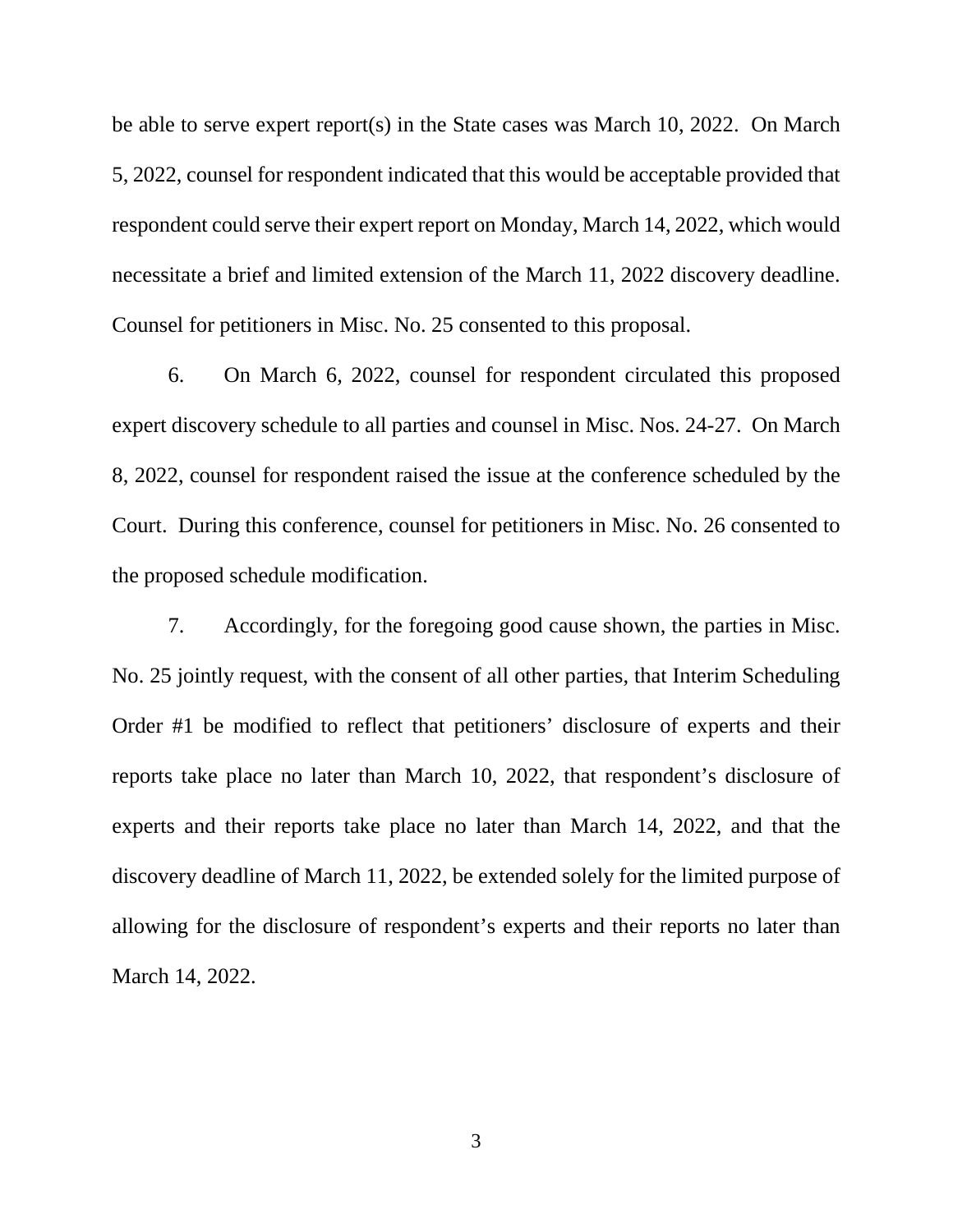be able to serve expert report(s) in the State cases was March 10, 2022. On March 5, 2022, counsel for respondent indicated that this would be acceptable provided that respondent could serve their expert report on Monday, March 14, 2022, which would necessitate a brief and limited extension of the March 11, 2022 discovery deadline. Counsel for petitioners in Misc. No. 25 consented to this proposal.

6. On March 6, 2022, counsel for respondent circulated this proposed expert discovery schedule to all parties and counsel in Misc. Nos. 24-27. On March 8, 2022, counsel for respondent raised the issue at the conference scheduled by the Court. During this conference, counsel for petitioners in Misc. No. 26 consented to the proposed schedule modification.

7. Accordingly, for the foregoing good cause shown, the parties in Misc. No. 25 jointly request, with the consent of all other parties, that Interim Scheduling Order #1 be modified to reflect that petitioners' disclosure of experts and their reports take place no later than March 10, 2022, that respondent's disclosure of experts and their reports take place no later than March 14, 2022, and that the discovery deadline of March 11, 2022, be extended solely for the limited purpose of allowing for the disclosure of respondent's experts and their reports no later than March 14, 2022.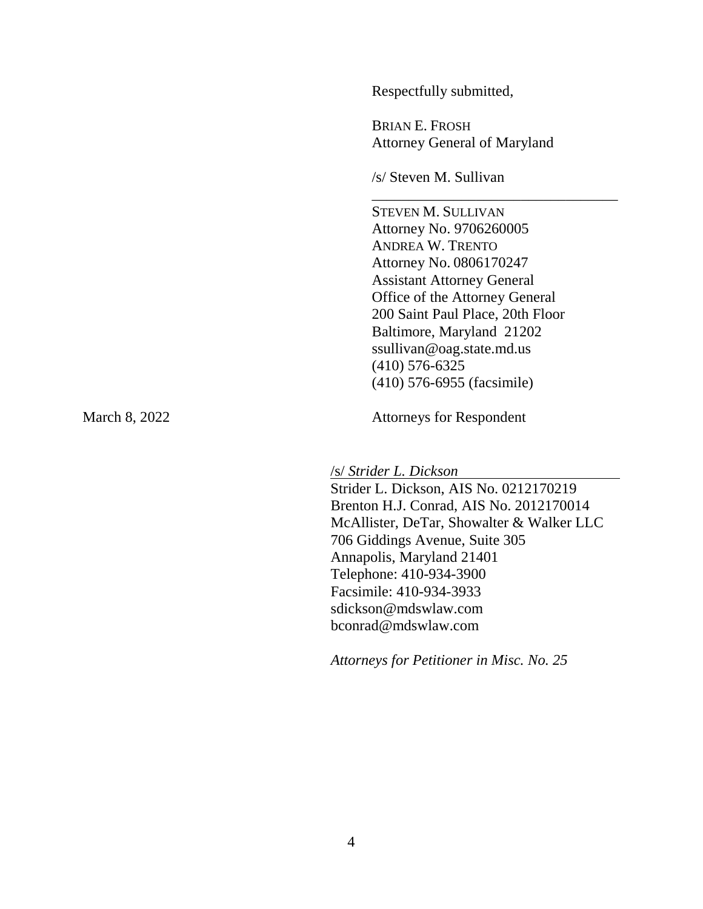Respectfully submitted,

BRIAN E. FROSH
Attorney General of Maryland

/s/ Steven M. Sullivan
\_\_\_\_\_\_\_\_\_\_\_\_\_\_\_\_\_\_\_\_\_\_\_\_\_\_\_\_\_\_\_\_\_\_

STEVEN M. SULLIVAN
Attorney No. 9706260005
ANDREA W. TRENTO
Attorney No. 0806170247
Assistant Attorney General
Office of the Attorney General
200 Saint Paul Place, 20th Floor
Baltimore, Maryland 21202
ssullivan@oag.state.md.us
(410) 576-6325
(410) 576-6955 (facsimile)

March 8, 2022

Attorneys for Respondent

/s/ *Strider L. Dickson*

Strider L. Dickson, AIS No. 0212170219
Brenton H.J. Conrad, AIS No. 2012170014
McAllister, DeTar, Showalter & Walker LLC
706 Giddings Avenue, Suite 305
Annapolis, Maryland 21401
Telephone: 410-934-3900
Facsimile: 410-934-3933
sdickson@mdswlaw.com
bconrad@mdswlaw.com

*Attorneys for Petitioner in Misc. No. 25*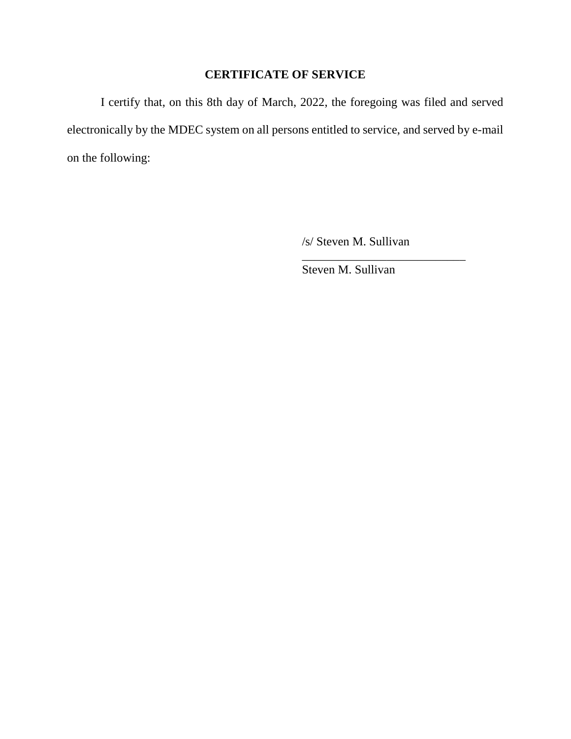## CERTIFICATE OF SERVICE

I certify that, on this 8th day of March, 2022, the foregoing was filed and served electronically by the MDEC system on all persons entitled to service, and served by e-mail on the following:

/s/ Steven M. Sullivan
\_\_\_\_\_\_\_\_\_\_\_\_\_\_\_\_\_\_\_\_\_\_\_\_\_\_\_\_
Steven M. Sullivan